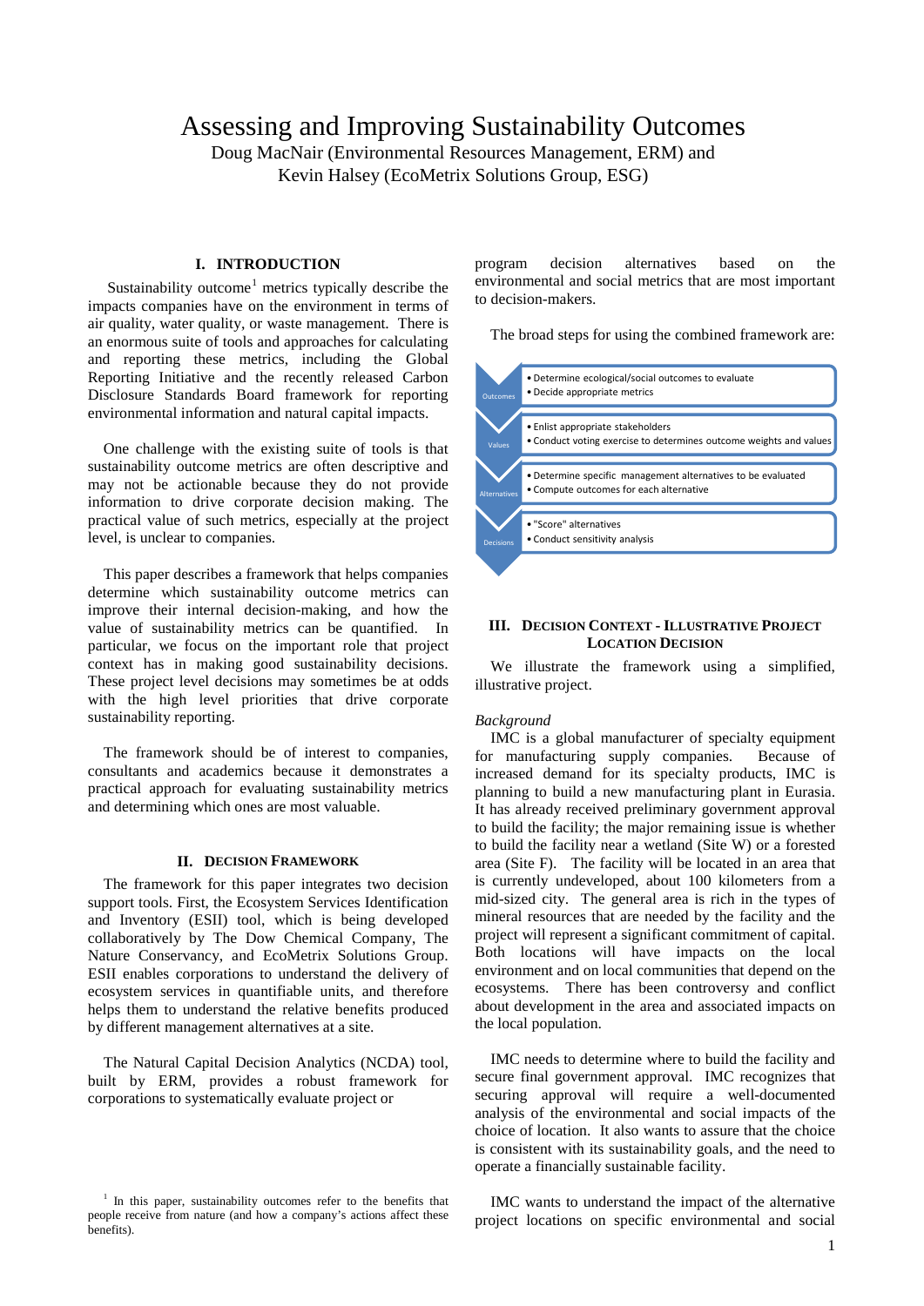# Assessing and Improving Sustainability Outcomes

Doug MacNair (Environmental Resources Management, ERM) and Kevin Halsey (EcoMetrix Solutions Group, ESG)

## I. Introduction

Sustainability outcome[1] metrics typically describe the impacts companies have on the environment in terms of air quality, water quality, or waste management. There is an enormous suite of tools and approaches for calculating and reporting these metrics, including the Global Reporting Initiative and the recently released Carbon Disclosure Standards Board framework for reporting environmental information and natural capital impacts.

One challenge with the existing suite of tools is that sustainability outcome metrics are often descriptive and may not be actionable because they do not provide information to drive corporate decision making. The practical value of such metrics, especially at the project level, is unclear to companies.

This paper describes a framework that helps companies determine which sustainability outcome metrics can improve their internal decision-making, and how the value of sustainability metrics can be quantified. In particular, we focus on the important role that project context has in making good sustainability decisions. These project level decisions may sometimes be at odds with the high level priorities that drive corporate sustainability reporting.

The framework should be of interest to companies, consultants and academics because it demonstrates a practical approach for evaluating sustainability metrics and determining which ones are most valuable.

## II. Decision Framework

The framework for this paper integrates two decision support tools. First, the Ecosystem Services Identification and Inventory (ESII) tool, which is being developed collaboratively by The Dow Chemical Company, The Nature Conservancy, and EcoMetrix Solutions Group. ESII enables corporations to understand the delivery of ecosystem services in quantifiable units, and therefore helps them to understand the relative benefits produced by different management alternatives at a site.

The Natural Capital Decision Analytics (NCDA) tool, built by ERM, provides a robust framework for corporations to systematically evaluate project or program decision alternatives based on the environmental and social metrics that are most important to decision-makers.

The broad steps for using the combined framework are:

- **Outcomes**
  - Determine ecological/social outcomes to evaluate
  - Decide appropriate metrics
- **Values**
  - Enlist appropriate stakeholders
  - Conduct voting exercise to determines outcome weights and values
- **Alternatives**
  - Determine specific management alternatives to be evaluated
  - Compute outcomes for each alternative
- **Decisions**
  - "Score" alternatives
  - Conduct sensitivity analysis

## III. Decision Context - Illustrative Project Location Decision

We illustrate the framework using a simplified, illustrative project.

*Background*

IMC is a global manufacturer of specialty equipment for manufacturing supply companies. Because of increased demand for its specialty products, IMC is planning to build a new manufacturing plant in Eurasia. It has already received preliminary government approval to build the facility; the major remaining issue is whether to build the facility near a wetland (Site W) or a forested area (Site F). The facility will be located in an area that is currently undeveloped, about 100 kilometers from a mid-sized city. The general area is rich in the types of mineral resources that are needed by the facility and the project will represent a significant commitment of capital. Both locations will have impacts on the local environment and on local communities that depend on the ecosystems. There has been controversy and conflict about development in the area and associated impacts on the local population.

IMC needs to determine where to build the facility and secure final government approval. IMC recognizes that securing approval will require a well-documented analysis of the environmental and social impacts of the choice of location. It also wants to assure that the choice is consistent with its sustainability goals, and the need to operate a financially sustainable facility.

IMC wants to understand the impact of the alternative project locations on specific environmental and social

[1] In this paper, sustainability outcomes refer to the benefits that people receive from nature (and how a company's actions affect these benefits).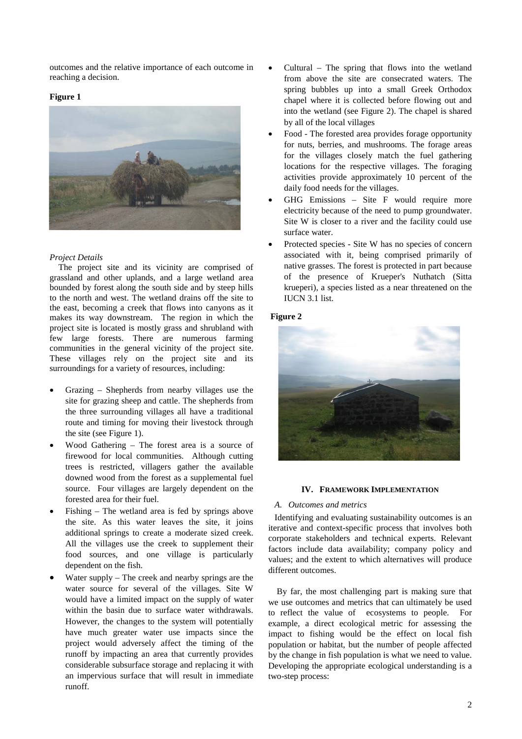outcomes and the relative importance of each outcome in reaching a decision.

**Figure 1**

*Project Details*

The project site and its vicinity are comprised of grassland and other uplands, and a large wetland area bounded by forest along the south side and by steep hills to the north and west. The wetland drains off the site to the east, becoming a creek that flows into canyons as it makes its way downstream. The region in which the project site is located is mostly grass and shrubland with few large forests. There are numerous farming communities in the general vicinity of the project site. These villages rely on the project site and its surroundings for a variety of resources, including:

- Grazing – Shepherds from nearby villages use the site for grazing sheep and cattle. The shepherds from the three surrounding villages all have a traditional route and timing for moving their livestock through the site (see Figure 1).
- Wood Gathering – The forest area is a source of firewood for local communities. Although cutting trees is restricted, villagers gather the available downed wood from the forest as a supplemental fuel source. Four villages are largely dependent on the forested area for their fuel.
- Fishing – The wetland area is fed by springs above the site. As this water leaves the site, it joins additional springs to create a moderate sized creek. All the villages use the creek to supplement their food sources, and one village is particularly dependent on the fish.
- Water supply – The creek and nearby springs are the water source for several of the villages. Site W would have a limited impact on the supply of water within the basin due to surface water withdrawals. However, the changes to the system will potentially have much greater water use impacts since the project would adversely affect the timing of the runoff by impacting an area that currently provides considerable subsurface storage and replacing it with an impervious surface that will result in immediate runoff.
- Cultural – The spring that flows into the wetland from above the site are consecrated waters. The spring bubbles up into a small Greek Orthodox chapel where it is collected before flowing out and into the wetland (see Figure 2). The chapel is shared by all of the local villages
- Food - The forested area provides forage opportunity for nuts, berries, and mushrooms. The forage areas for the villages closely match the fuel gathering locations for the respective villages. The foraging activities provide approximately 10 percent of the daily food needs for the villages.
- GHG Emissions – Site F would require more electricity because of the need to pump groundwater. Site W is closer to a river and the facility could use surface water.
- Protected species - Site W has no species of concern associated with it, being comprised primarily of native grasses. The forest is protected in part because of the presence of Krueper's Nuthatch (Sitta krueperi), a species listed as a near threatened on the IUCN 3.1 list.

**Figure 2**

## IV. Framework Implementation

### *A. Outcomes and metrics*

Identifying and evaluating sustainability outcomes is an iterative and context-specific process that involves both corporate stakeholders and technical experts. Relevant factors include data availability; company policy and values; and the extent to which alternatives will produce different outcomes.

By far, the most challenging part is making sure that we use outcomes and metrics that can ultimately be used to reflect the value of ecosystems to people. For example, a direct ecological metric for assessing the impact to fishing would be the effect on local fish population or habitat, but the number of people affected by the change in fish population is what we need to value. Developing the appropriate ecological understanding is a two-step process: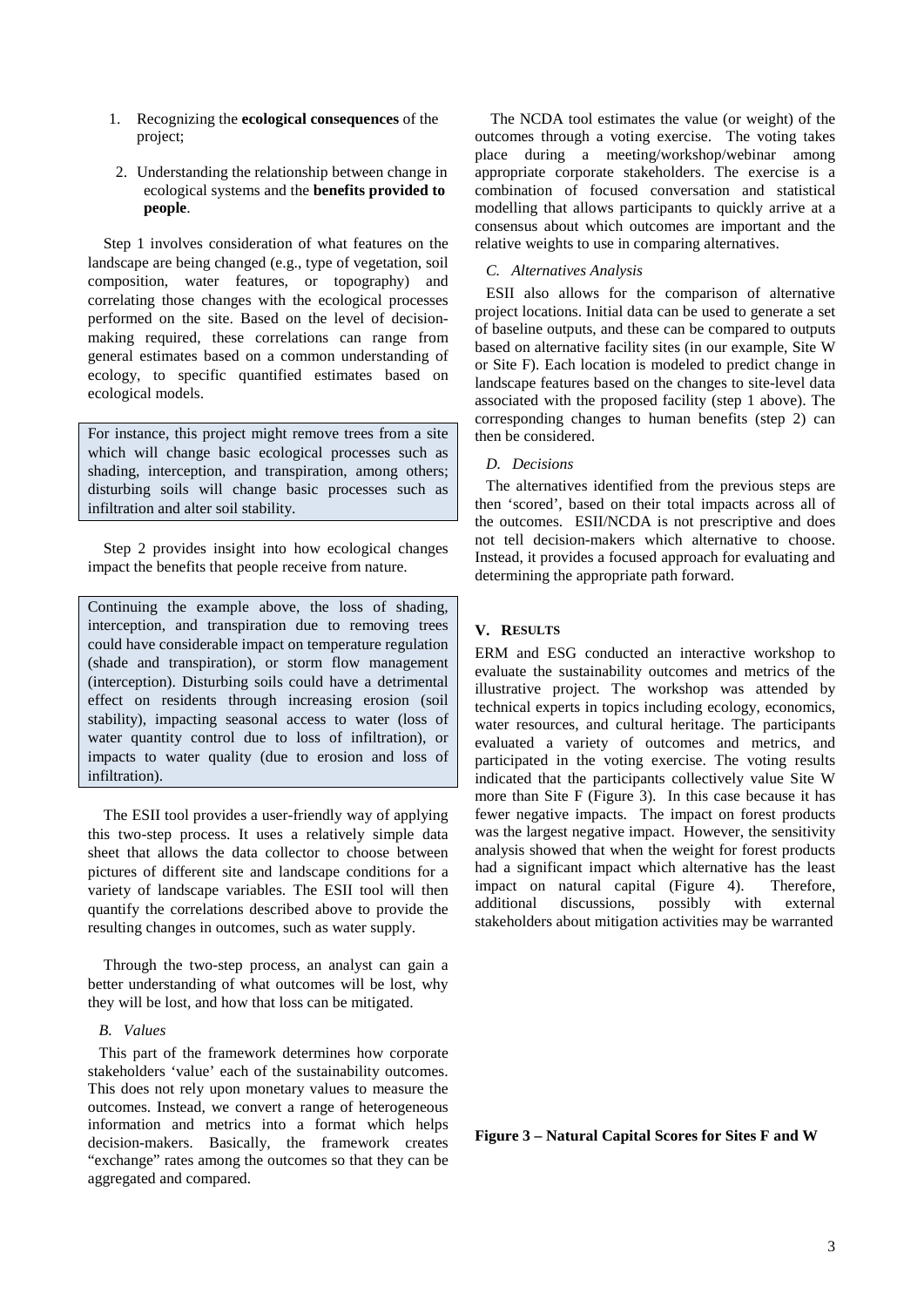1. Recognizing the **ecological consequences** of the project;
2. Understanding the relationship between change in ecological systems and the **benefits provided to people**.

Step 1 involves consideration of what features on the landscape are being changed (e.g., type of vegetation, soil composition, water features, or topography) and correlating those changes with the ecological processes performed on the site. Based on the level of decision-making required, these correlations can range from general estimates based on a common understanding of ecology, to specific quantified estimates based on ecological models.

> For instance, this project might remove trees from a site which will change basic ecological processes such as shading, interception, and transpiration, among others; disturbing soils will change basic processes such as infiltration and alter soil stability.

Step 2 provides insight into how ecological changes impact the benefits that people receive from nature.

> Continuing the example above, the loss of shading, interception, and transpiration due to removing trees could have considerable impact on temperature regulation (shade and transpiration), or storm flow management (interception). Disturbing soils could have a detrimental effect on residents through increasing erosion (soil stability), impacting seasonal access to water (loss of water quantity control due to loss of infiltration), or impacts to water quality (due to erosion and loss of infiltration).

The ESII tool provides a user-friendly way of applying this two-step process. It uses a relatively simple data sheet that allows the data collector to choose between pictures of different site and landscape conditions for a variety of landscape variables. The ESII tool will then quantify the correlations described above to provide the resulting changes in outcomes, such as water supply.

Through the two-step process, an analyst can gain a better understanding of what outcomes will be lost, why they will be lost, and how that loss can be mitigated.

### *B. Values*

This part of the framework determines how corporate stakeholders 'value' each of the sustainability outcomes. This does not rely upon monetary values to measure the outcomes. Instead, we convert a range of heterogeneous information and metrics into a format which helps decision-makers. Basically, the framework creates "exchange" rates among the outcomes so that they can be aggregated and compared.

The NCDA tool estimates the value (or weight) of the outcomes through a voting exercise. The voting takes place during a meeting/workshop/webinar among appropriate corporate stakeholders. The exercise is a combination of focused conversation and statistical modelling that allows participants to quickly arrive at a consensus about which outcomes are important and the relative weights to use in comparing alternatives.

### *C. Alternatives Analysis*

ESII also allows for the comparison of alternative project locations. Initial data can be used to generate a set of baseline outputs, and these can be compared to outputs based on alternative facility sites (in our example, Site W or Site F). Each location is modeled to predict change in landscape features based on the changes to site-level data associated with the proposed facility (step 1 above). The corresponding changes to human benefits (step 2) can then be considered.

### *D. Decisions*

The alternatives identified from the previous steps are then 'scored', based on their total impacts across all of the outcomes. ESII/NCDA is not prescriptive and does not tell decision-makers which alternative to choose. Instead, it provides a focused approach for evaluating and determining the appropriate path forward.

## V. Results

ERM and ESG conducted an interactive workshop to evaluate the sustainability outcomes and metrics of the illustrative project. The workshop was attended by technical experts in topics including ecology, economics, water resources, and cultural heritage. The participants evaluated a variety of outcomes and metrics, and participated in the voting exercise. The voting results indicated that the participants collectively value Site W more than Site F (Figure 3). In this case because it has fewer negative impacts. The impact on forest products was the largest negative impact. However, the sensitivity analysis showed that when the weight for forest products had a significant impact which alternative has the least impact on natural capital (Figure 4). Therefore, additional discussions, possibly with external stakeholders about mitigation activities may be warranted

**Figure 3 – Natural Capital Scores for Sites F and W**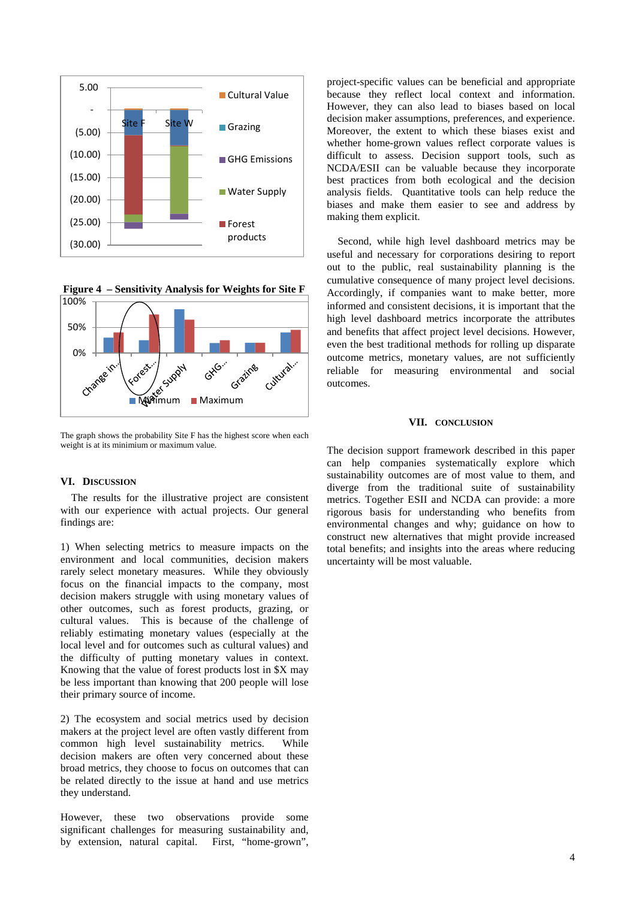5.00

\-

(5.00)

(10.00)

(15.00)

(20.00)

(25.00)

(30.00)

Site F

Site W

Cultural Value

Grazing

GHG Emissions

Water Supply

Forest products

**Figure 4 – Sensitivity Analysis for Weights for Site F**

100%

50%

0%

Change in...

Forest...

Water Supply

GHG...

Grazing

Cultural...

Minimum

Maximum

The graph shows the probability Site F has the highest score when each weight is at its miniimium or maximum value.

## VI. Discussion

The results for the illustrative project are consistent with our experience with actual projects. Our general findings are:

1) When selecting metrics to measure impacts on the environment and local communities, decision makers rarely select monetary measures. While they obviously focus on the financial impacts to the company, most decision makers struggle with using monetary values of other outcomes, such as forest products, grazing, or cultural values. This is because of the challenge of reliably estimating monetary values (especially at the local level and for outcomes such as cultural values) and the difficulty of putting monetary values in context. Knowing that the value of forest products lost in $X may be less important than knowing that 200 people will lose their primary source of income.

2) The ecosystem and social metrics used by decision makers at the project level are often vastly different from common high level sustainability metrics. While decision makers are often very concerned about these broad metrics, they choose to focus on outcomes that can be related directly to the issue at hand and use metrics they understand.

However, these two observations provide some significant challenges for measuring sustainability and, by extension, natural capital. First, "home-grown", project-specific values can be beneficial and appropriate because they reflect local context and information. However, they can also lead to biases based on local decision maker assumptions, preferences, and experience. Moreover, the extent to which these biases exist and whether home-grown values reflect corporate values is difficult to assess. Decision support tools, such as NCDA/ESII can be valuable because they incorporate best practices from both ecological and the decision analysis fields. Quantitative tools can help reduce the biases and make them easier to see and address by making them explicit.

Second, while high level dashboard metrics may be useful and necessary for corporations desiring to report out to the public, real sustainability planning is the cumulative consequence of many project level decisions. Accordingly, if companies want to make better, more informed and consistent decisions, it is important that the high level dashboard metrics incorporate the attributes and benefits that affect project level decisions. However, even the best traditional methods for rolling up disparate outcome metrics, monetary values, are not sufficiently reliable for measuring environmental and social outcomes.

## VII. Conclusion

The decision support framework described in this paper can help companies systematically explore which sustainability outcomes are of most value to them, and diverge from the traditional suite of sustainability metrics. Together ESII and NCDA can provide: a more rigorous basis for understanding who benefits from environmental changes and why; guidance on how to construct new alternatives that might provide increased total benefits; and insights into the areas where reducing uncertainty will be most valuable.